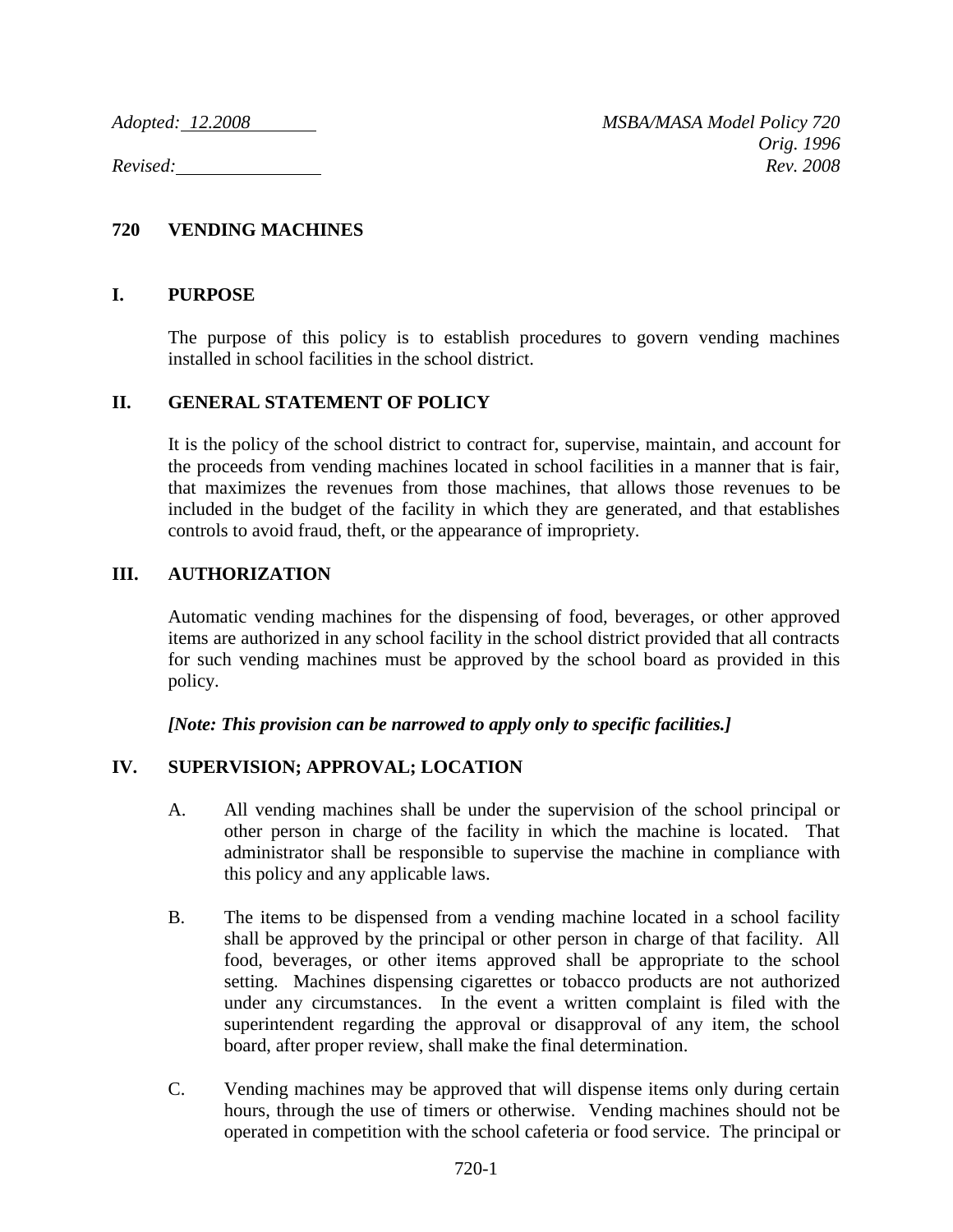*Adopted: 12.2008* *MSBA/MASA Model Policy 720*
*Orig. 1996*
*Revised:* *Rev. 2008*

# 720 VENDING MACHINES

## I. PURPOSE

The purpose of this policy is to establish procedures to govern vending machines installed in school facilities in the school district.

## II. GENERAL STATEMENT OF POLICY

It is the policy of the school district to contract for, supervise, maintain, and account for the proceeds from vending machines located in school facilities in a manner that is fair, that maximizes the revenues from those machines, that allows those revenues to be included in the budget of the facility in which they are generated, and that establishes controls to avoid fraud, theft, or the appearance of impropriety.

## III. AUTHORIZATION

Automatic vending machines for the dispensing of food, beverages, or other approved items are authorized in any school facility in the school district provided that all contracts for such vending machines must be approved by the school board as provided in this policy.

***[Note: This provision can be narrowed to apply only to specific facilities.]***

## IV. SUPERVISION; APPROVAL; LOCATION

A. All vending machines shall be under the supervision of the school principal or other person in charge of the facility in which the machine is located. That administrator shall be responsible to supervise the machine in compliance with this policy and any applicable laws.

B. The items to be dispensed from a vending machine located in a school facility shall be approved by the principal or other person in charge of that facility. All food, beverages, or other items approved shall be appropriate to the school setting. Machines dispensing cigarettes or tobacco products are not authorized under any circumstances. In the event a written complaint is filed with the superintendent regarding the approval or disapproval of any item, the school board, after proper review, shall make the final determination.

C. Vending machines may be approved that will dispense items only during certain hours, through the use of timers or otherwise. Vending machines should not be operated in competition with the school cafeteria or food service. The principal or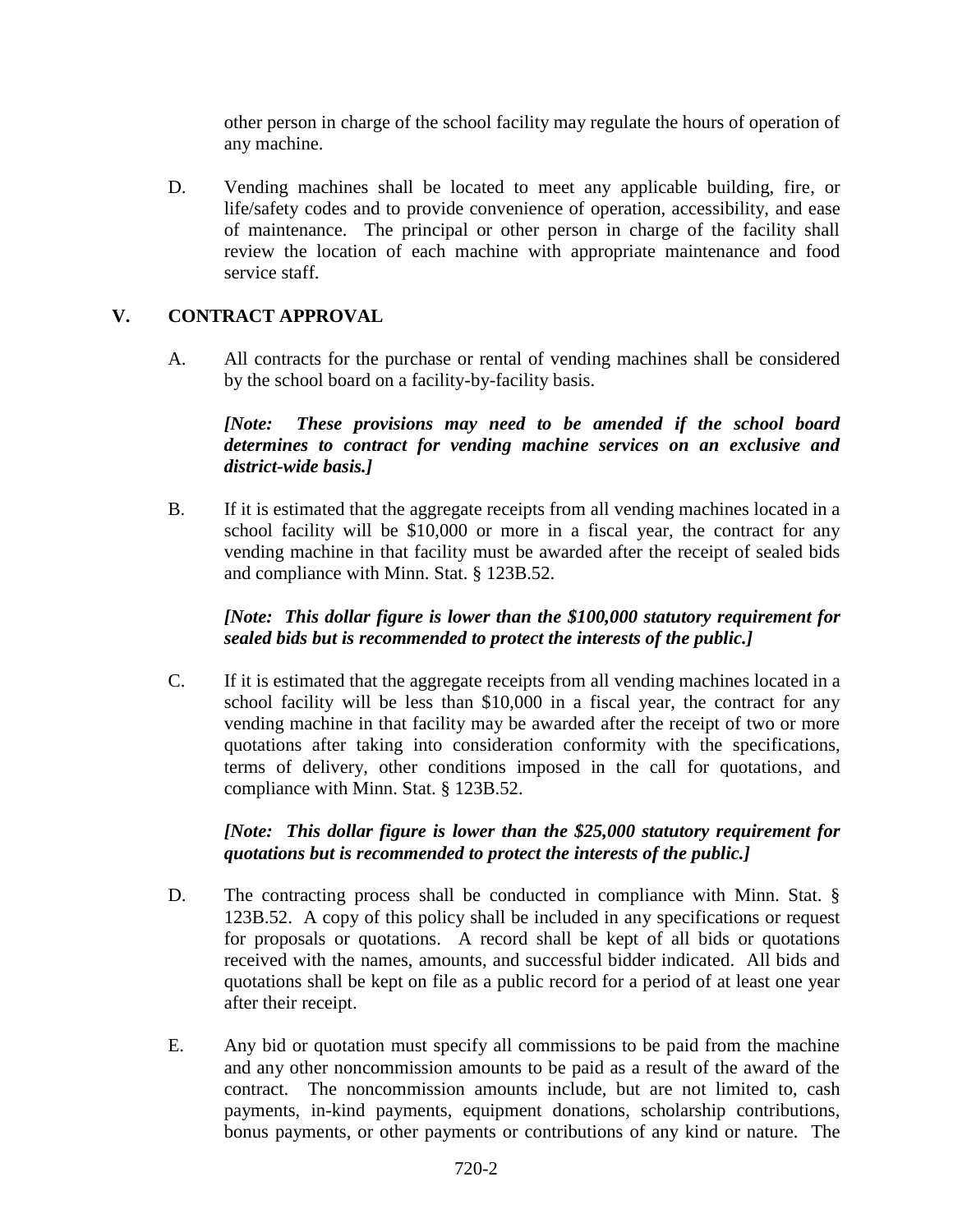other person in charge of the school facility may regulate the hours of operation of any machine.

D. Vending machines shall be located to meet any applicable building, fire, or life/safety codes and to provide convenience of operation, accessibility, and ease of maintenance. The principal or other person in charge of the facility shall review the location of each machine with appropriate maintenance and food service staff.

## V. CONTRACT APPROVAL

A. All contracts for the purchase or rental of vending machines shall be considered by the school board on a facility-by-facility basis.

***[Note: These provisions may need to be amended if the school board determines to contract for vending machine services on an exclusive and district-wide basis.]***

B. If it is estimated that the aggregate receipts from all vending machines located in a school facility will be $10,000 or more in a fiscal year, the contract for any vending machine in that facility must be awarded after the receipt of sealed bids and compliance with Minn. Stat. § 123B.52.

***[Note: This dollar figure is lower than the $100,000 statutory requirement for sealed bids but is recommended to protect the interests of the public.]***

C. If it is estimated that the aggregate receipts from all vending machines located in a school facility will be less than $10,000 in a fiscal year, the contract for any vending machine in that facility may be awarded after the receipt of two or more quotations after taking into consideration conformity with the specifications, terms of delivery, other conditions imposed in the call for quotations, and compliance with Minn. Stat. § 123B.52.

***[Note: This dollar figure is lower than the $25,000 statutory requirement for quotations but is recommended to protect the interests of the public.]***

D. The contracting process shall be conducted in compliance with Minn. Stat. § 123B.52. A copy of this policy shall be included in any specifications or request for proposals or quotations. A record shall be kept of all bids or quotations received with the names, amounts, and successful bidder indicated. All bids and quotations shall be kept on file as a public record for a period of at least one year after their receipt.

E. Any bid or quotation must specify all commissions to be paid from the machine and any other noncommission amounts to be paid as a result of the award of the contract. The noncommission amounts include, but are not limited to, cash payments, in-kind payments, equipment donations, scholarship contributions, bonus payments, or other payments or contributions of any kind or nature. The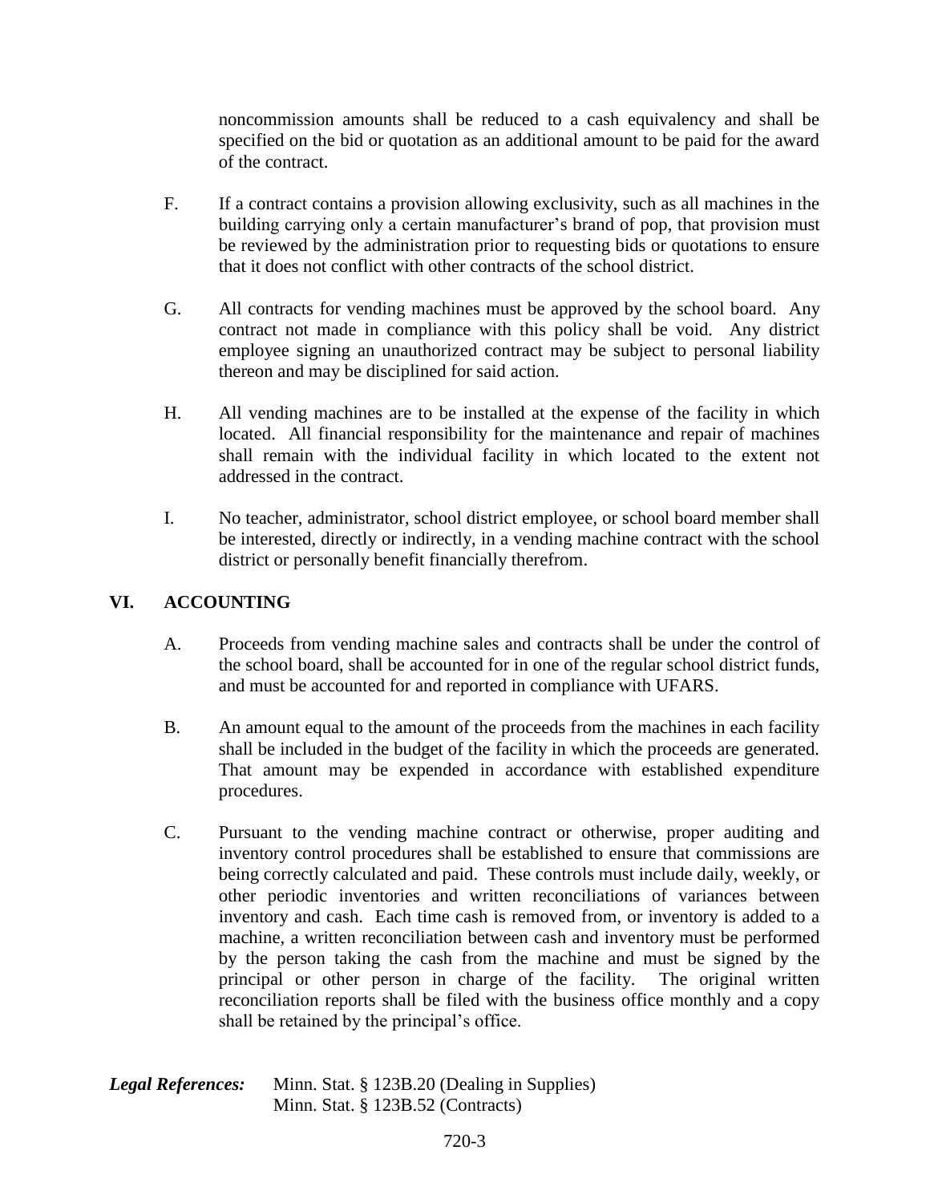noncommission amounts shall be reduced to a cash equivalency and shall be specified on the bid or quotation as an additional amount to be paid for the award of the contract.

F. If a contract contains a provision allowing exclusivity, such as all machines in the building carrying only a certain manufacturer's brand of pop, that provision must be reviewed by the administration prior to requesting bids or quotations to ensure that it does not conflict with other contracts of the school district.

G. All contracts for vending machines must be approved by the school board. Any contract not made in compliance with this policy shall be void. Any district employee signing an unauthorized contract may be subject to personal liability thereon and may be disciplined for said action.

H. All vending machines are to be installed at the expense of the facility in which located. All financial responsibility for the maintenance and repair of machines shall remain with the individual facility in which located to the extent not addressed in the contract.

I. No teacher, administrator, school district employee, or school board member shall be interested, directly or indirectly, in a vending machine contract with the school district or personally benefit financially therefrom.

## VI. ACCOUNTING

A. Proceeds from vending machine sales and contracts shall be under the control of the school board, shall be accounted for in one of the regular school district funds, and must be accounted for and reported in compliance with UFARS.

B. An amount equal to the amount of the proceeds from the machines in each facility shall be included in the budget of the facility in which the proceeds are generated. That amount may be expended in accordance with established expenditure procedures.

C. Pursuant to the vending machine contract or otherwise, proper auditing and inventory control procedures shall be established to ensure that commissions are being correctly calculated and paid. These controls must include daily, weekly, or other periodic inventories and written reconciliations of variances between inventory and cash. Each time cash is removed from, or inventory is added to a machine, a written reconciliation between cash and inventory must be performed by the person taking the cash from the machine and must be signed by the principal or other person in charge of the facility. The original written reconciliation reports shall be filed with the business office monthly and a copy shall be retained by the principal's office.

***Legal References:*** Minn. Stat. § 123B.20 (Dealing in Supplies)
Minn. Stat. § 123B.52 (Contracts)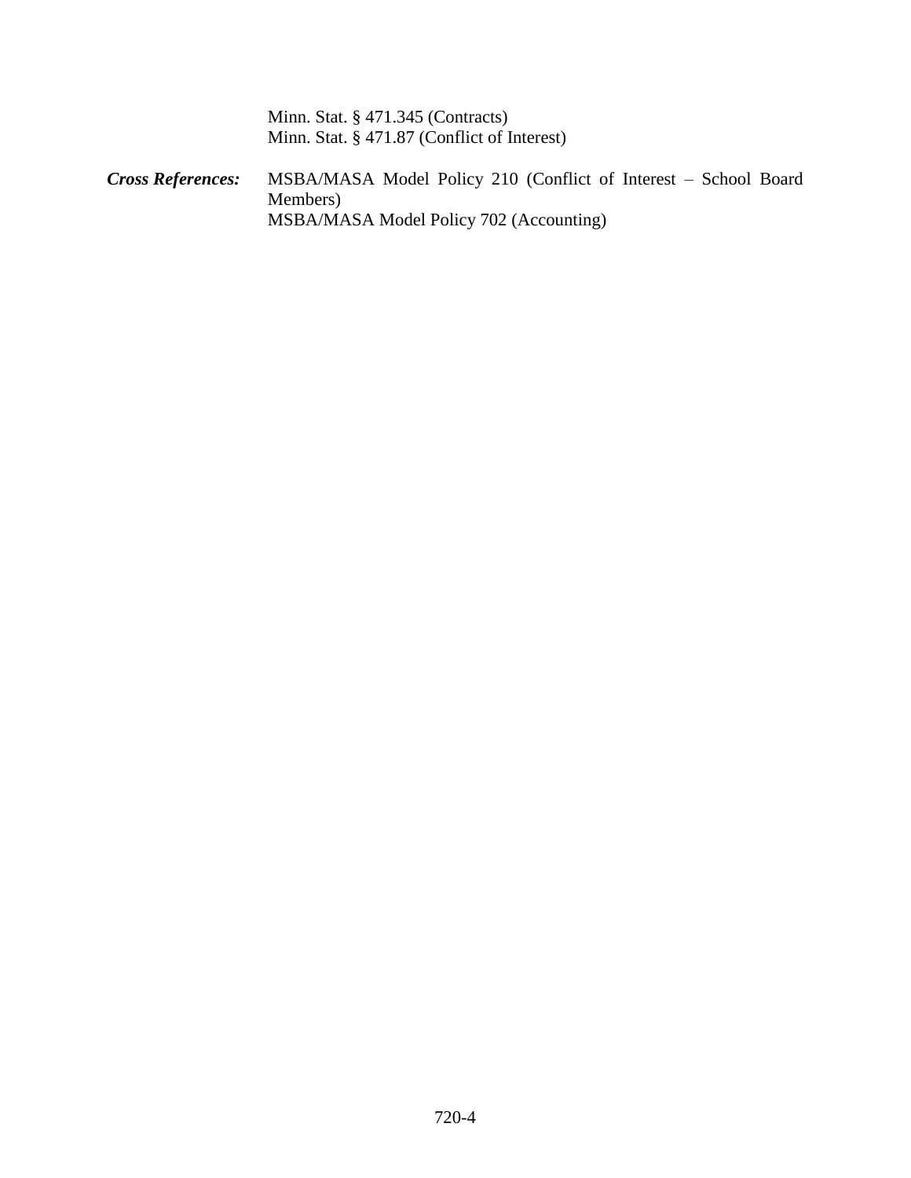Minn. Stat. § 471.345 (Contracts)
Minn. Stat. § 471.87 (Conflict of Interest)

***Cross References:*** MSBA/MASA Model Policy 210 (Conflict of Interest – School Board Members)
MSBA/MASA Model Policy 702 (Accounting)